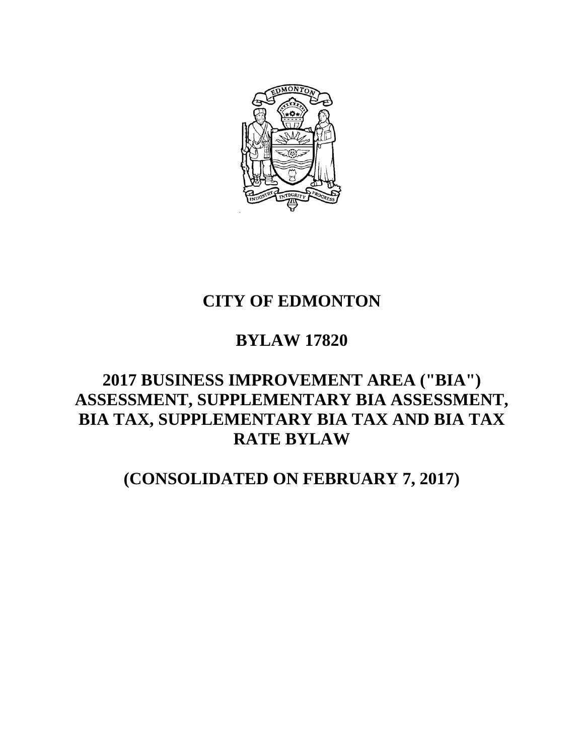# CITY OF EDMONTON

# BYLAW 17820

# 2017 BUSINESS IMPROVEMENT AREA ("BIA") ASSESSMENT, SUPPLEMENTARY BIA ASSESSMENT, BIA TAX, SUPPLEMENTARY BIA TAX AND BIA TAX RATE BYLAW

# (CONSOLIDATED ON FEBRUARY 7, 2017)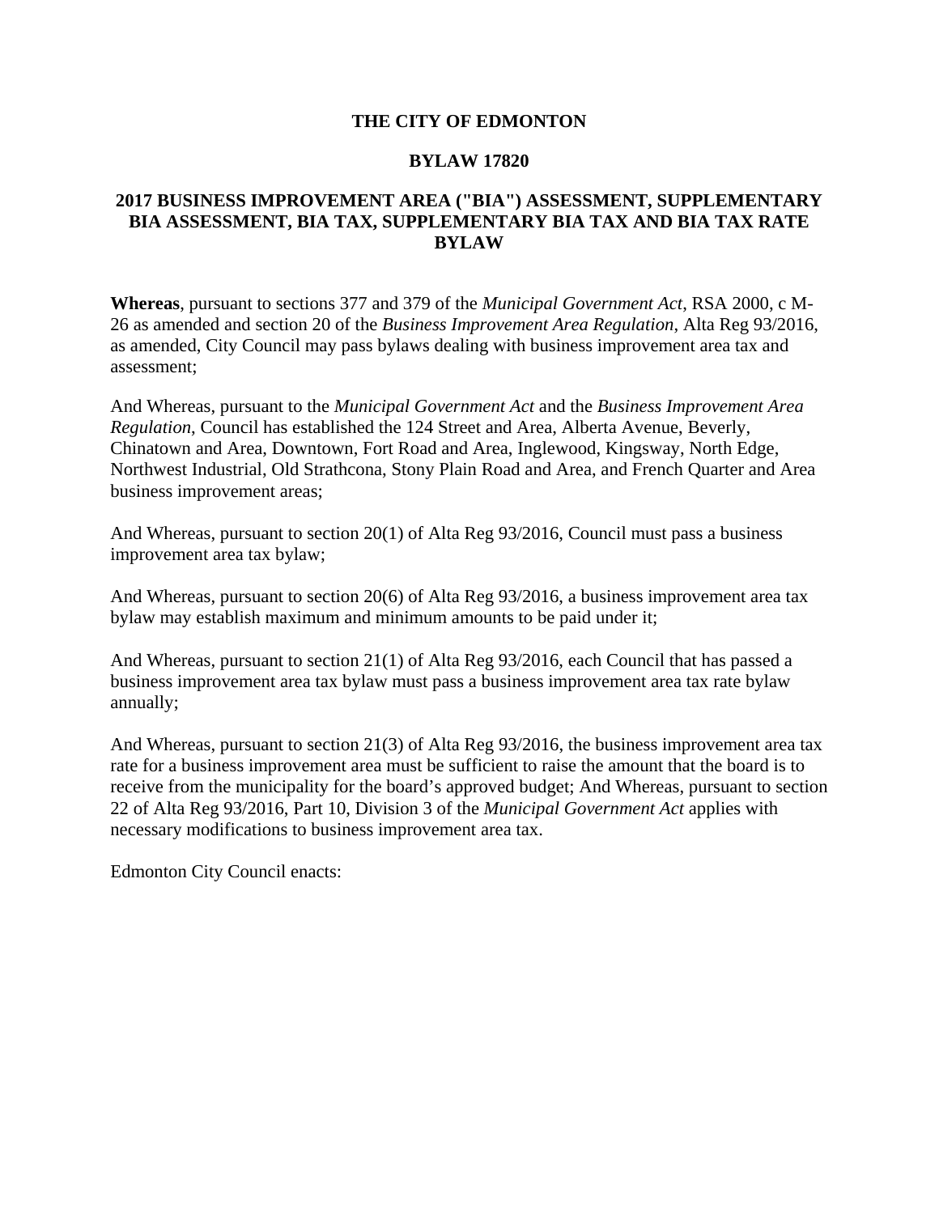**THE CITY OF EDMONTON**

**BYLAW 17820**

**2017 BUSINESS IMPROVEMENT AREA ("BIA") ASSESSMENT, SUPPLEMENTARY BIA ASSESSMENT, BIA TAX, SUPPLEMENTARY BIA TAX AND BIA TAX RATE BYLAW**

**Whereas**, pursuant to sections 377 and 379 of the *Municipal Government Act*, RSA 2000, c M-26 as amended and section 20 of the *Business Improvement Area Regulation*, Alta Reg 93/2016, as amended, City Council may pass bylaws dealing with business improvement area tax and assessment;

And Whereas, pursuant to the *Municipal Government Act* and the *Business Improvement Area Regulation*, Council has established the 124 Street and Area, Alberta Avenue, Beverly, Chinatown and Area, Downtown, Fort Road and Area, Inglewood, Kingsway, North Edge, Northwest Industrial, Old Strathcona, Stony Plain Road and Area, and French Quarter and Area business improvement areas;

And Whereas, pursuant to section 20(1) of Alta Reg 93/2016, Council must pass a business improvement area tax bylaw;

And Whereas, pursuant to section 20(6) of Alta Reg 93/2016, a business improvement area tax bylaw may establish maximum and minimum amounts to be paid under it;

And Whereas, pursuant to section 21(1) of Alta Reg 93/2016, each Council that has passed a business improvement area tax bylaw must pass a business improvement area tax rate bylaw annually;

And Whereas, pursuant to section 21(3) of Alta Reg 93/2016, the business improvement area tax rate for a business improvement area must be sufficient to raise the amount that the board is to receive from the municipality for the board's approved budget; And Whereas, pursuant to section 22 of Alta Reg 93/2016, Part 10, Division 3 of the *Municipal Government Act* applies with necessary modifications to business improvement area tax.

Edmonton City Council enacts: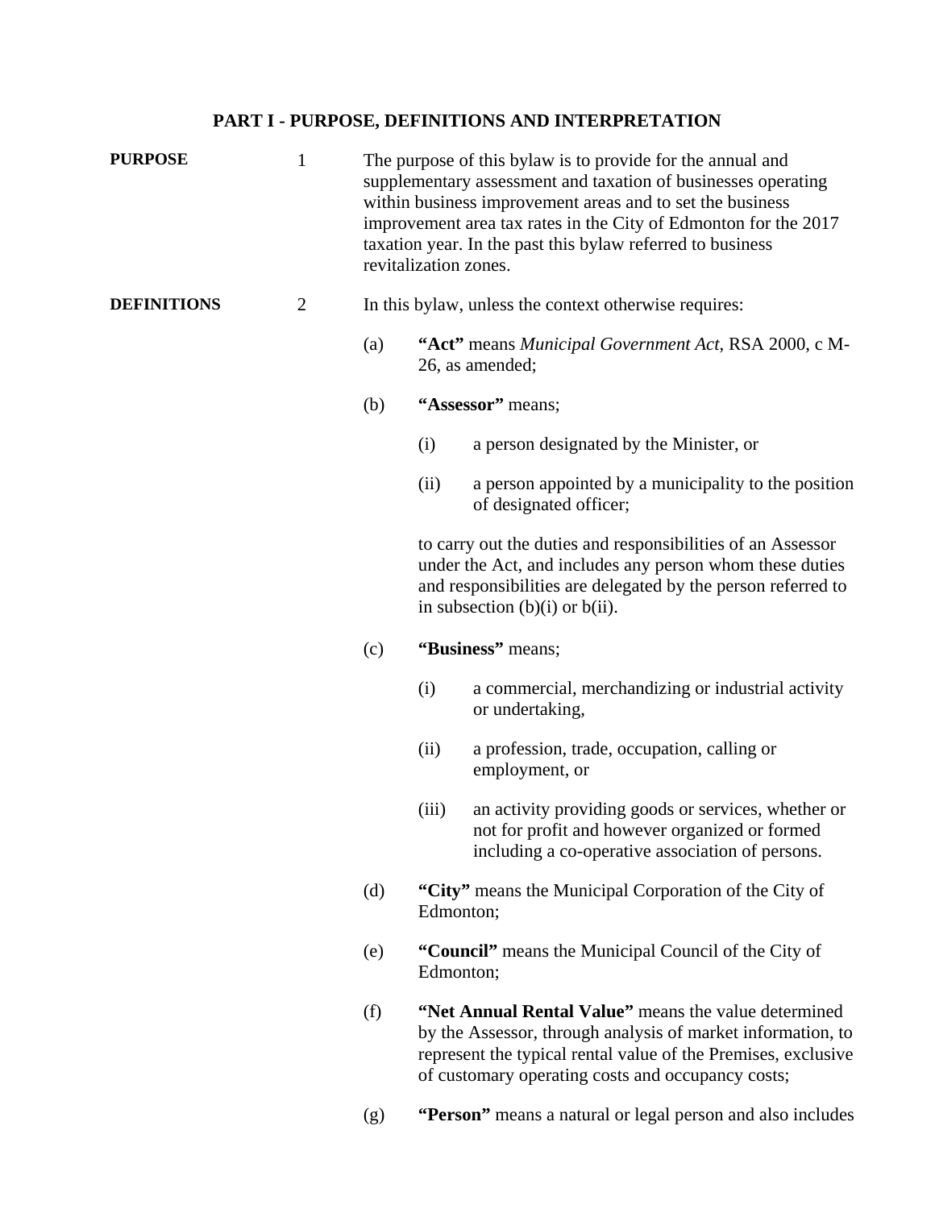## PART I - PURPOSE, DEFINITIONS AND INTERPRETATION

**PURPOSE** 1 The purpose of this bylaw is to provide for the annual and supplementary assessment and taxation of businesses operating within business improvement areas and to set the business improvement area tax rates in the City of Edmonton for the 2017 taxation year. In the past this bylaw referred to business revitalization zones.

**DEFINITIONS** 2 In this bylaw, unless the context otherwise requires:

(a) **"Act"** means *Municipal Government Act*, RSA 2000, c M-26, as amended;

(b) **"Assessor"** means;

(i) a person designated by the Minister, or

(ii) a person appointed by a municipality to the position of designated officer;

to carry out the duties and responsibilities of an Assessor under the Act, and includes any person whom these duties and responsibilities are delegated by the person referred to in subsection (b)(i) or b(ii).

(c) **"Business"** means;

(i) a commercial, merchandizing or industrial activity or undertaking,

(ii) a profession, trade, occupation, calling or employment, or

(iii) an activity providing goods or services, whether or not for profit and however organized or formed including a co-operative association of persons.

(d) **"City"** means the Municipal Corporation of the City of Edmonton;

(e) **"Council"** means the Municipal Council of the City of Edmonton;

(f) **"Net Annual Rental Value"** means the value determined by the Assessor, through analysis of market information, to represent the typical rental value of the Premises, exclusive of customary operating costs and occupancy costs;

(g) **"Person"** means a natural or legal person and also includes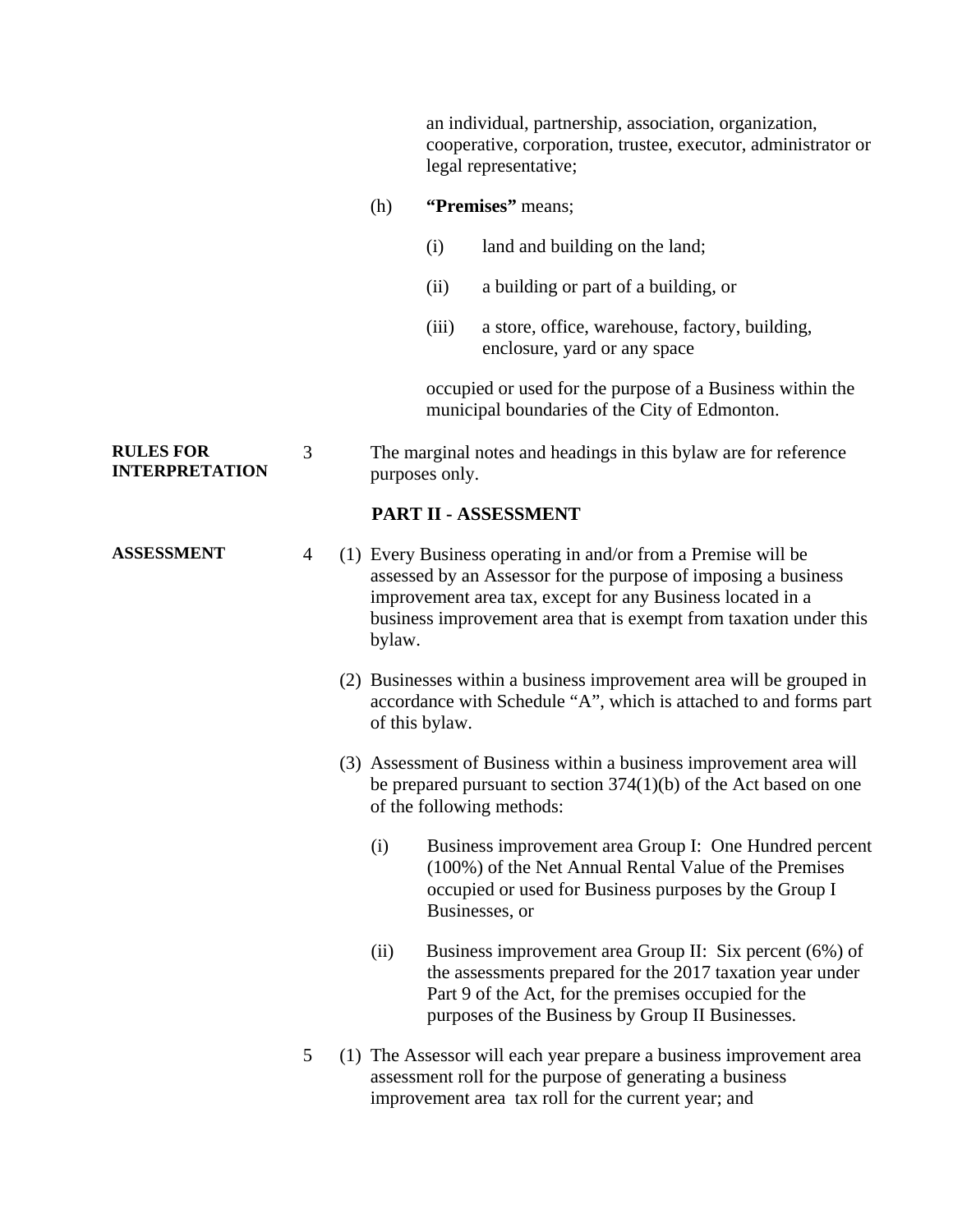an individual, partnership, association, organization, cooperative, corporation, trustee, executor, administrator or legal representative;

(h) **"Premises"** means;

(i) land and building on the land;

(ii) a building or part of a building, or

(iii) a store, office, warehouse, factory, building, enclosure, yard or any space

occupied or used for the purpose of a Business within the municipal boundaries of the City of Edmonton.

**RULES FOR INTERPRETATION**

3 The marginal notes and headings in this bylaw are for reference purposes only.

## PART II - ASSESSMENT

**ASSESSMENT**

4 (1) Every Business operating in and/or from a Premise will be assessed by an Assessor for the purpose of imposing a business improvement area tax, except for any Business located in a business improvement area that is exempt from taxation under this bylaw.

(2) Businesses within a business improvement area will be grouped in accordance with Schedule "A", which is attached to and forms part of this bylaw.

(3) Assessment of Business within a business improvement area will be prepared pursuant to section 374(1)(b) of the Act based on one of the following methods:

(i) Business improvement area Group I: One Hundred percent (100%) of the Net Annual Rental Value of the Premises occupied or used for Business purposes by the Group I Businesses, or

(ii) Business improvement area Group II: Six percent (6%) of the assessments prepared for the 2017 taxation year under Part 9 of the Act, for the premises occupied for the purposes of the Business by Group II Businesses.

5 (1) The Assessor will each year prepare a business improvement area assessment roll for the purpose of generating a business improvement area tax roll for the current year; and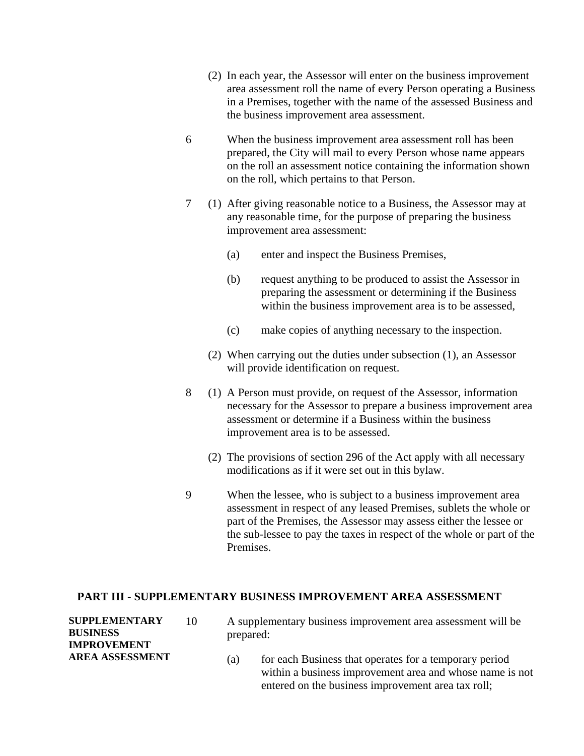(2) In each year, the Assessor will enter on the business improvement area assessment roll the name of every Person operating a Business in a Premises, together with the name of the assessed Business and the business improvement area assessment.

6 When the business improvement area assessment roll has been prepared, the City will mail to every Person whose name appears on the roll an assessment notice containing the information shown on the roll, which pertains to that Person.

7 (1) After giving reasonable notice to a Business, the Assessor may at any reasonable time, for the purpose of preparing the business improvement area assessment:

(a) enter and inspect the Business Premises,

(b) request anything to be produced to assist the Assessor in preparing the assessment or determining if the Business within the business improvement area is to be assessed,

(c) make copies of anything necessary to the inspection.

(2) When carrying out the duties under subsection (1), an Assessor will provide identification on request.

8 (1) A Person must provide, on request of the Assessor, information necessary for the Assessor to prepare a business improvement area assessment or determine if a Business within the business improvement area is to be assessed.

(2) The provisions of section 296 of the Act apply with all necessary modifications as if it were set out in this bylaw.

9 When the lessee, who is subject to a business improvement area assessment in respect of any leased Premises, sublets the whole or part of the Premises, the Assessor may assess either the lessee or the sub-lessee to pay the taxes in respect of the whole or part of the Premises.

## PART III - SUPPLEMENTARY BUSINESS IMPROVEMENT AREA ASSESSMENT

**SUPPLEMENTARY BUSINESS IMPROVEMENT AREA ASSESSMENT**

10 A supplementary business improvement area assessment will be prepared:

(a) for each Business that operates for a temporary period within a business improvement area and whose name is not entered on the business improvement area tax roll;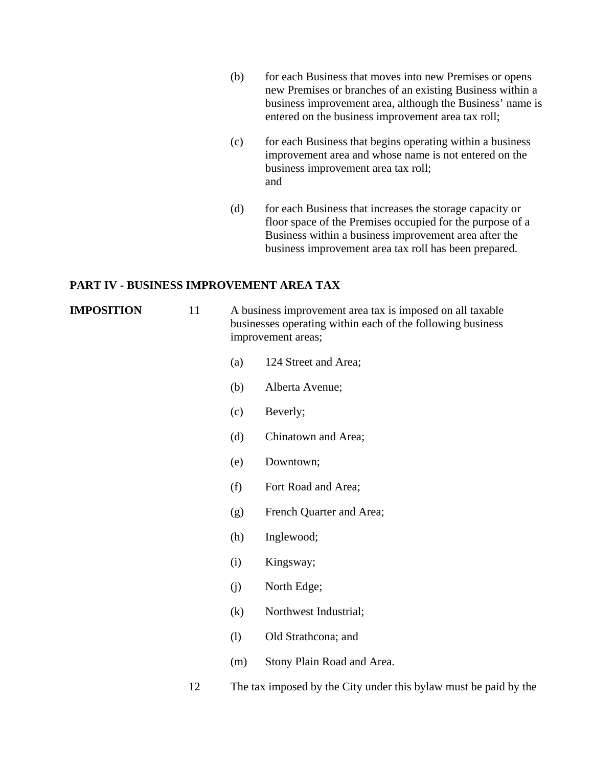(b) for each Business that moves into new Premises or opens new Premises or branches of an existing Business within a business improvement area, although the Business' name is entered on the business improvement area tax roll;

(c) for each Business that begins operating within a business improvement area and whose name is not entered on the business improvement area tax roll;
and

(d) for each Business that increases the storage capacity or floor space of the Premises occupied for the purpose of a Business within a business improvement area after the business improvement area tax roll has been prepared.

## PART IV - BUSINESS IMPROVEMENT AREA TAX

**IMPOSITION**

11 A business improvement area tax is imposed on all taxable businesses operating within each of the following business improvement areas;

(a) 124 Street and Area;

(b) Alberta Avenue;

(c) Beverly;

(d) Chinatown and Area;

(e) Downtown;

(f) Fort Road and Area;

(g) French Quarter and Area;

(h) Inglewood;

(i) Kingsway;

(j) North Edge;

(k) Northwest Industrial;

(l) Old Strathcona; and

(m) Stony Plain Road and Area.

12 The tax imposed by the City under this bylaw must be paid by the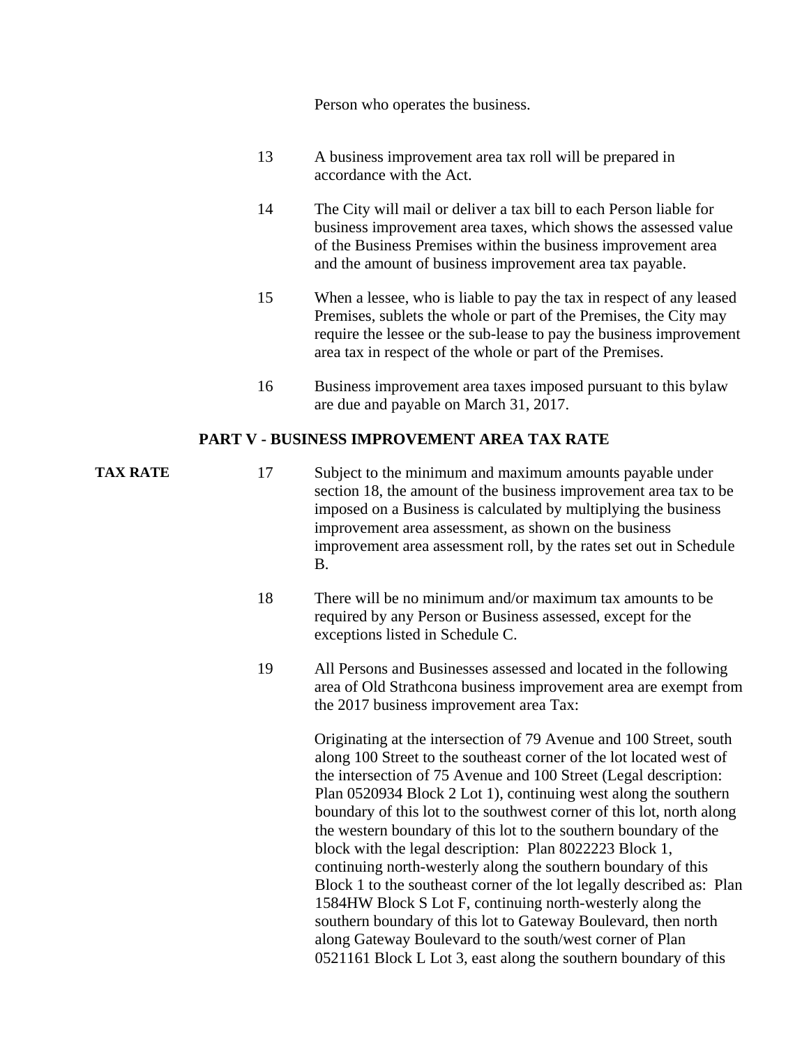Person who operates the business.

13 A business improvement area tax roll will be prepared in accordance with the Act.

14 The City will mail or deliver a tax bill to each Person liable for business improvement area taxes, which shows the assessed value of the Business Premises within the business improvement area and the amount of business improvement area tax payable.

15 When a lessee, who is liable to pay the tax in respect of any leased Premises, sublets the whole or part of the Premises, the City may require the lessee or the sub-lease to pay the business improvement area tax in respect of the whole or part of the Premises.

16 Business improvement area taxes imposed pursuant to this bylaw are due and payable on March 31, 2017.

## PART V - BUSINESS IMPROVEMENT AREA TAX RATE

**TAX RATE**

17 Subject to the minimum and maximum amounts payable under section 18, the amount of the business improvement area tax to be imposed on a Business is calculated by multiplying the business improvement area assessment, as shown on the business improvement area assessment roll, by the rates set out in Schedule B.

18 There will be no minimum and/or maximum tax amounts to be required by any Person or Business assessed, except for the exceptions listed in Schedule C.

19 All Persons and Businesses assessed and located in the following area of Old Strathcona business improvement area are exempt from the 2017 business improvement area Tax:

Originating at the intersection of 79 Avenue and 100 Street, south along 100 Street to the southeast corner of the lot located west of the intersection of 75 Avenue and 100 Street (Legal description: Plan 0520934 Block 2 Lot 1), continuing west along the southern boundary of this lot to the southwest corner of this lot, north along the western boundary of this lot to the southern boundary of the block with the legal description: Plan 8022223 Block 1, continuing north-westerly along the southern boundary of this Block 1 to the southeast corner of the lot legally described as: Plan 1584HW Block S Lot F, continuing north-westerly along the southern boundary of this lot to Gateway Boulevard, then north along Gateway Boulevard to the south/west corner of Plan 0521161 Block L Lot 3, east along the southern boundary of this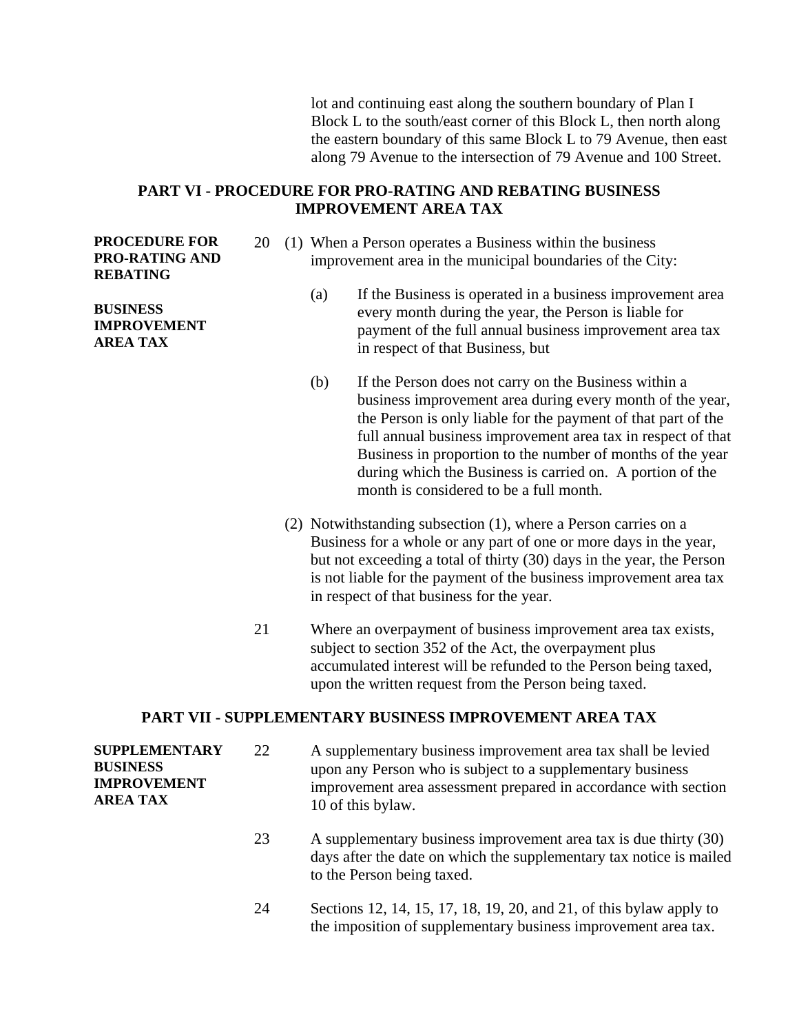lot and continuing east along the southern boundary of Plan I Block L to the south/east corner of this Block L, then north along the eastern boundary of this same Block L to 79 Avenue, then east along 79 Avenue to the intersection of 79 Avenue and 100 Street.

## PART VI - PROCEDURE FOR PRO-RATING AND REBATING BUSINESS IMPROVEMENT AREA TAX

**PROCEDURE FOR PRO-RATING AND REBATING**

**BUSINESS IMPROVEMENT AREA TAX**

20 (1) When a Person operates a Business within the business improvement area in the municipal boundaries of the City:

(a) If the Business is operated in a business improvement area every month during the year, the Person is liable for payment of the full annual business improvement area tax in respect of that Business, but

(b) If the Person does not carry on the Business within a business improvement area during every month of the year, the Person is only liable for the payment of that part of the full annual business improvement area tax in respect of that Business in proportion to the number of months of the year during which the Business is carried on. A portion of the month is considered to be a full month.

(2) Notwithstanding subsection (1), where a Person carries on a Business for a whole or any part of one or more days in the year, but not exceeding a total of thirty (30) days in the year, the Person is not liable for the payment of the business improvement area tax in respect of that business for the year.

21 Where an overpayment of business improvement area tax exists, subject to section 352 of the Act, the overpayment plus accumulated interest will be refunded to the Person being taxed, upon the written request from the Person being taxed.

## PART VII - SUPPLEMENTARY BUSINESS IMPROVEMENT AREA TAX

**SUPPLEMENTARY BUSINESS IMPROVEMENT AREA TAX**

22 A supplementary business improvement area tax shall be levied upon any Person who is subject to a supplementary business improvement area assessment prepared in accordance with section 10 of this bylaw.

23 A supplementary business improvement area tax is due thirty (30) days after the date on which the supplementary tax notice is mailed to the Person being taxed.

24 Sections 12, 14, 15, 17, 18, 19, 20, and 21, of this bylaw apply to the imposition of supplementary business improvement area tax.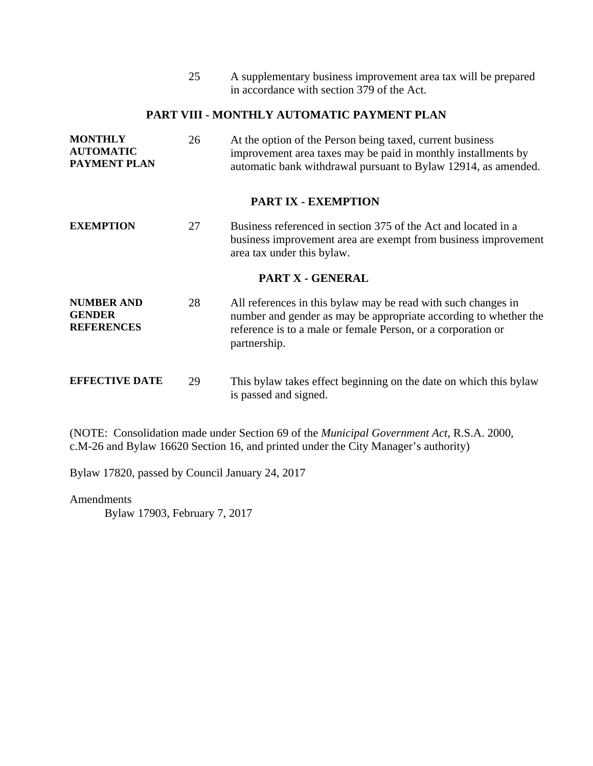25 A supplementary business improvement area tax will be prepared in accordance with section 379 of the Act.

## PART VIII - MONTHLY AUTOMATIC PAYMENT PLAN

**MONTHLY AUTOMATIC PAYMENT PLAN**

26 At the option of the Person being taxed, current business improvement area taxes may be paid in monthly installments by automatic bank withdrawal pursuant to Bylaw 12914, as amended.

## PART IX - EXEMPTION

**EXEMPTION**

27 Business referenced in section 375 of the Act and located in a business improvement area are exempt from business improvement area tax under this bylaw.

## PART X - GENERAL

**NUMBER AND GENDER REFERENCES**

28 All references in this bylaw may be read with such changes in number and gender as may be appropriate according to whether the reference is to a male or female Person, or a corporation or partnership.

**EFFECTIVE DATE**

29 This bylaw takes effect beginning on the date on which this bylaw is passed and signed.

(NOTE: Consolidation made under Section 69 of the *Municipal Government Act*, R.S.A. 2000, c.M-26 and Bylaw 16620 Section 16, and printed under the City Manager's authority)

Bylaw 17820, passed by Council January 24, 2017

Amendments

Bylaw 17903, February 7, 2017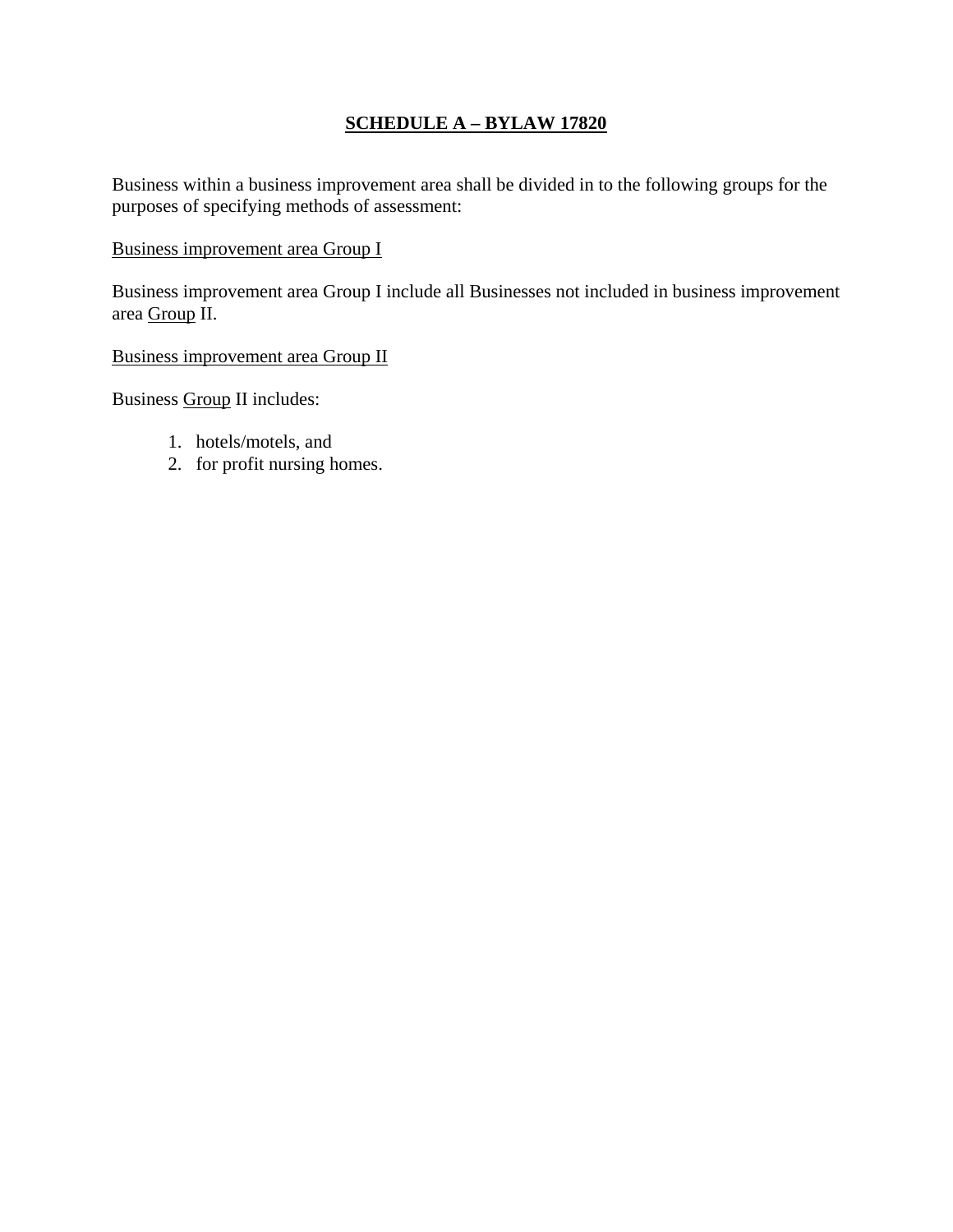# **SCHEDULE A – BYLAW 17820**

Business within a business improvement area shall be divided in to the following groups for the purposes of specifying methods of assessment:

<u>Business improvement area Group I</u>

Business improvement area Group I include all Businesses not included in business improvement area <u>Group</u> II.

<u>Business improvement area Group II</u>

Business <u>Group</u> II includes:

1. hotels/motels, and
2. for profit nursing homes.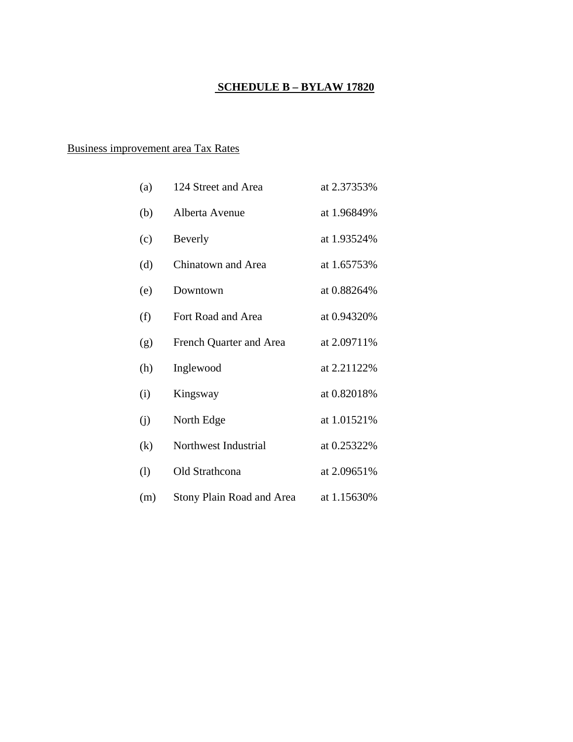**SCHEDULE B – BYLAW 17820**

Business improvement area Tax Rates

| | | |
|---|---|---|
| (a) | 124 Street and Area | at 2.37353% |
| (b) | Alberta Avenue | at 1.96849% |
| (c) | Beverly | at 1.93524% |
| (d) | Chinatown and Area | at 1.65753% |
| (e) | Downtown | at 0.88264% |
| (f) | Fort Road and Area | at 0.94320% |
| (g) | French Quarter and Area | at 2.09711% |
| (h) | Inglewood | at 2.21122% |
| (i) | Kingsway | at 0.82018% |
| (j) | North Edge | at 1.01521% |
| (k) | Northwest Industrial | at 0.25322% |
| (l) | Old Strathcona | at 2.09651% |
| (m) | Stony Plain Road and Area | at 1.15630% |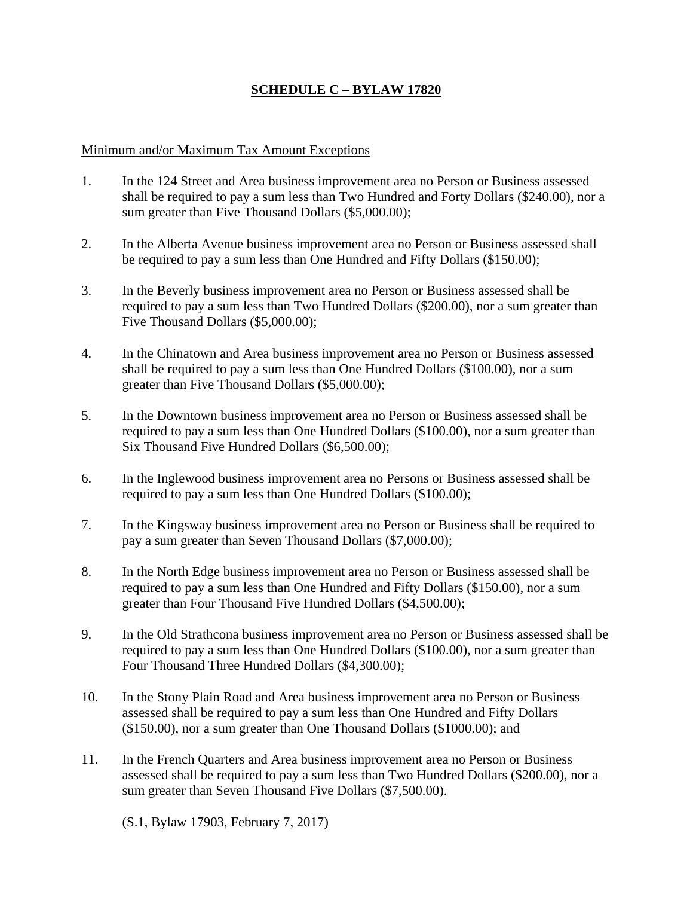# SCHEDULE C – BYLAW 17820

Minimum and/or Maximum Tax Amount Exceptions

1. In the 124 Street and Area business improvement area no Person or Business assessed shall be required to pay a sum less than Two Hundred and Forty Dollars ($240.00), nor a sum greater than Five Thousand Dollars ($5,000.00);

2. In the Alberta Avenue business improvement area no Person or Business assessed shall be required to pay a sum less than One Hundred and Fifty Dollars ($150.00);

3. In the Beverly business improvement area no Person or Business assessed shall be required to pay a sum less than Two Hundred Dollars ($200.00), nor a sum greater than Five Thousand Dollars ($5,000.00);

4. In the Chinatown and Area business improvement area no Person or Business assessed shall be required to pay a sum less than One Hundred Dollars ($100.00), nor a sum greater than Five Thousand Dollars ($5,000.00);

5. In the Downtown business improvement area no Person or Business assessed shall be required to pay a sum less than One Hundred Dollars ($100.00), nor a sum greater than Six Thousand Five Hundred Dollars ($6,500.00);

6. In the Inglewood business improvement area no Persons or Business assessed shall be required to pay a sum less than One Hundred Dollars ($100.00);

7. In the Kingsway business improvement area no Person or Business shall be required to pay a sum greater than Seven Thousand Dollars ($7,000.00);

8. In the North Edge business improvement area no Person or Business assessed shall be required to pay a sum less than One Hundred and Fifty Dollars ($150.00), nor a sum greater than Four Thousand Five Hundred Dollars ($4,500.00);

9. In the Old Strathcona business improvement area no Person or Business assessed shall be required to pay a sum less than One Hundred Dollars ($100.00), nor a sum greater than Four Thousand Three Hundred Dollars ($4,300.00);

10. In the Stony Plain Road and Area business improvement area no Person or Business assessed shall be required to pay a sum less than One Hundred and Fifty Dollars ($150.00), nor a sum greater than One Thousand Dollars ($1000.00); and

11. In the French Quarters and Area business improvement area no Person or Business assessed shall be required to pay a sum less than Two Hundred Dollars ($200.00), nor a sum greater than Seven Thousand Five Dollars ($7,500.00).

    (S.1, Bylaw 17903, February 7, 2017)